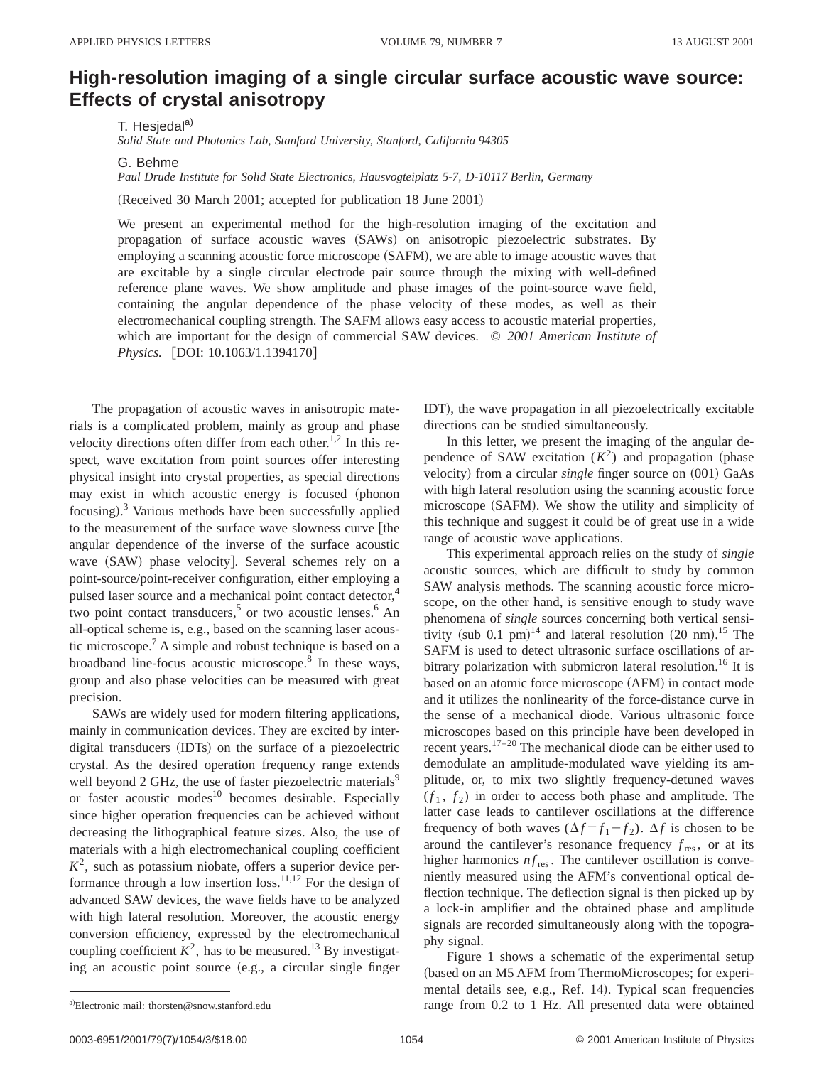# High-resolution imaging of a single circular surface acoustic wave source: Effects of crystal anisotropy

T. Hesjedal[a)]
*Solid State and Photonics Lab, Stanford University, Stanford, California 94305*

G. Behme
*Paul Drude Institute for Solid State Electronics, Hausvogteiplatz 5-7, D-10117 Berlin, Germany*

(Received 30 March 2001; accepted for publication 18 June 2001)

We present an experimental method for the high-resolution imaging of the excitation and propagation of surface acoustic waves (SAWs) on anisotropic piezoelectric substrates. By employing a scanning acoustic force microscope (SAFM), we are able to image acoustic waves that are excitable by a single circular electrode pair source through the mixing with well-defined reference plane waves. We show amplitude and phase images of the point-source wave field, containing the angular dependence of the phase velocity of these modes, as well as their electromechanical coupling strength. The SAFM allows easy access to acoustic material properties, which are important for the design of commercial SAW devices. © *2001 American Institute of Physics.* [DOI: 10.1063/1.1394170]

The propagation of acoustic waves in anisotropic materials is a complicated problem, mainly as group and phase velocity directions often differ from each other.[1,2] In this respect, wave excitation from point sources offer interesting physical insight into crystal properties, as special directions may exist in which acoustic energy is focused (phonon focusing).[3] Various methods have been successfully applied to the measurement of the surface wave slowness curve [the angular dependence of the inverse of the surface acoustic wave (SAW) phase velocity]. Several schemes rely on a point-source/point-receiver configuration, either employing a pulsed laser source and a mechanical point contact detector,[4] two point contact transducers,[5] or two acoustic lenses.[6] An all-optical scheme is, e.g., based on the scanning laser acoustic microscope.[7] A simple and robust technique is based on a broadband line-focus acoustic microscope.[8] In these ways, group and also phase velocities can be measured with great precision.

SAWs are widely used for modern filtering applications, mainly in communication devices. They are excited by interdigital transducers (IDTs) on the surface of a piezoelectric crystal. As the desired operation frequency range extends well beyond 2 GHz, the use of faster piezoelectric materials[9] or faster acoustic modes[10] becomes desirable. Especially since higher operation frequencies can be achieved without decreasing the lithographical feature sizes. Also, the use of materials with a high electromechanical coupling coefficient $K^2$, such as potassium niobate, offers a superior device performance through a low insertion loss.[11,12] For the design of advanced SAW devices, the wave fields have to be analyzed with high lateral resolution. Moreover, the acoustic energy conversion efficiency, expressed by the electromechanical coupling coefficient $K^2$, has to be measured.[13] By investigating an acoustic point source (e.g., a circular single finger IDT), the wave propagation in all piezoelectrically excitable directions can be studied simultaneously.

In this letter, we present the imaging of the angular dependence of SAW excitation ($K^2$) and propagation (phase velocity) from a circular *single* finger source on (001) GaAs with high lateral resolution using the scanning acoustic force microscope (SAFM). We show the utility and simplicity of this technique and suggest it could be of great use in a wide range of acoustic wave applications.

This experimental approach relies on the study of *single* acoustic sources, which are difficult to study by common SAW analysis methods. The scanning acoustic force microscope, on the other hand, is sensitive enough to study wave phenomena of *single* sources concerning both vertical sensitivity (sub 0.1 pm)[14] and lateral resolution (20 nm).[15] The SAFM is used to detect ultrasonic surface oscillations of arbitrary polarization with submicron lateral resolution.[16] It is based on an atomic force microscope (AFM) in contact mode and it utilizes the nonlinearity of the force-distance curve in the sense of a mechanical diode. Various ultrasonic force microscopes based on this principle have been developed in recent years.[17–20] The mechanical diode can be either used to demodulate an amplitude-modulated wave yielding its amplitude, or, to mix two slightly frequency-detuned waves ($f_1$, $f_2$) in order to access both phase and amplitude. The latter case leads to cantilever oscillations at the difference frequency of both waves ($\Delta f = f_1 - f_2$). $\Delta f$ is chosen to be around the cantilever's resonance frequency $f_{\mathrm{res}}$, or at its higher harmonics $n f_{\mathrm{res}}$. The cantilever oscillation is conveniently measured using the AFM's conventional optical deflection technique. The deflection signal is then picked up by a lock-in amplifier and the obtained phase and amplitude signals are recorded simultaneously along with the topography signal.

Figure 1 shows a schematic of the experimental setup (based on an M5 AFM from ThermoMicroscopes; for experimental details see, e.g., Ref. 14). Typical scan frequencies range from 0.2 to 1 Hz. All presented data were obtained

[a)]Electronic mail: thorsten@snow.stanford.edu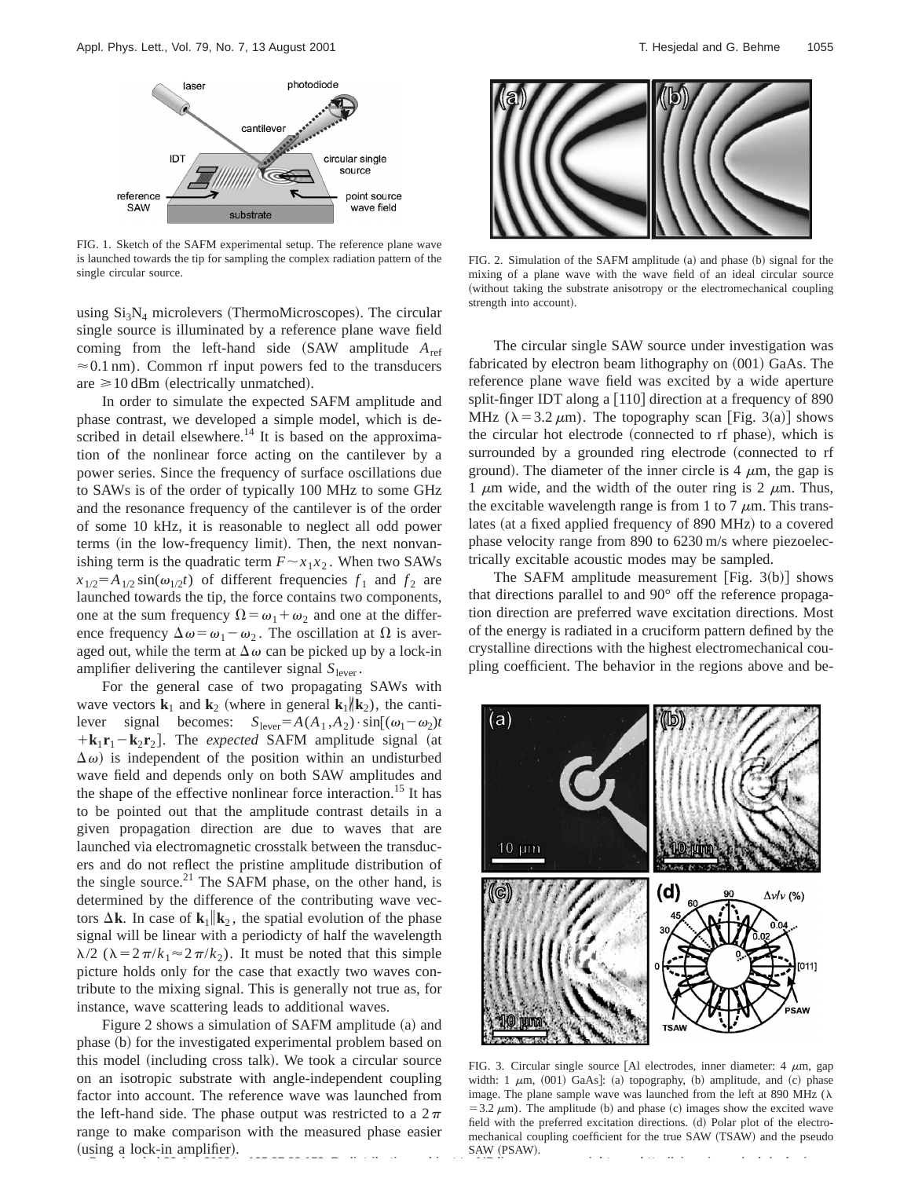FIG. 1. Sketch of the SAFM experimental setup. The reference plane wave is launched towards the tip for sampling the complex radiation pattern of the single circular source.

using $Si_3N_4$ microlevers (ThermoMicroscopes). The circular single source is illuminated by a reference plane wave field coming from the left-hand side (SAW amplitude $A_{ref} \approx 0.1$ nm). Common rf input powers fed to the transducers are $\geq 10$ dBm (electrically unmatched).

In order to simulate the expected SAFM amplitude and phase contrast, we developed a simple model, which is described in detail elsewhere.[14] It is based on the approximation of the nonlinear force acting on the cantilever by a power series. Since the frequency of surface oscillations due to SAWs is of the order of typically 100 MHz to some GHz and the resonance frequency of the cantilever is of the order of some 10 kHz, it is reasonable to neglect all odd power terms (in the low-frequency limit). Then, the next nonvanishing term is the quadratic term $F \sim x_1 x_2$. When two SAWs $x_{1/2} = A_{1/2} \sin(\omega_{1/2} t)$ of different frequencies $f_1$ and $f_2$ are launched towards the tip, the force contains two components, one at the sum frequency $\Omega = \omega_1 + \omega_2$ and one at the difference frequency $\Delta\omega = \omega_1 - \omega_2$. The oscillation at $\Omega$ is averaged out, while the term at $\Delta\omega$ can be picked up by a lock-in amplifier delivering the cantilever signal $S_{lever}$.

For the general case of two propagating SAWs with wave vectors $\mathbf{k}_1$ and $\mathbf{k}_2$ (where in general $\mathbf{k}_1 \nparallel \mathbf{k}_2$), the cantilever signal becomes: $S_{lever} = A(A_1, A_2) \cdot \sin[(\omega_1 - \omega_2)t + \mathbf{k}_1\mathbf{r}_1 - \mathbf{k}_2\mathbf{r}_2]$. The *expected* SAFM amplitude signal (at $\Delta\omega$) is independent of the position within an undisturbed wave field and depends only on both SAW amplitudes and the shape of the effective nonlinear force interaction.[15] It has to be pointed out that the amplitude contrast details in a given propagation direction are due to waves that are launched via electromagnetic crosstalk between the transducers and do not reflect the pristine amplitude distribution of the single source.[21] The SAFM phase, on the other hand, is determined by the difference of the contributing wave vectors $\Delta\mathbf{k}$. In case of $\mathbf{k}_1 \| \mathbf{k}_2$, the spatial evolution of the phase signal will be linear with a periodicty of half the wavelength $\lambda/2$ ($\lambda = 2\pi/k_1 \approx 2\pi/k_2$). It must be noted that this simple picture holds only for the case that exactly two waves contribute to the mixing signal. This is generally not true as, for instance, wave scattering leads to additional waves.

Figure 2 shows a simulation of SAFM amplitude (a) and phase (b) for the investigated experimental problem based on this model (including cross talk). We took a circular source on an isotropic substrate with angle-independent coupling factor into account. The reference wave was launched from the left-hand side. The phase output was restricted to a $2\pi$ range to make comparison with the measured phase easier (using a lock-in amplifier).

FIG. 2. Simulation of the SAFM amplitude (a) and phase (b) signal for the mixing of a plane wave with the wave field of an ideal circular source (without taking the substrate anisotropy or the electromechanical coupling strength into account).

The circular single SAW source under investigation was fabricated by electron beam lithography on (001) GaAs. The reference plane wave field was excited by a wide aperture split-finger IDT along a [110] direction at a frequency of 890 MHz ($\lambda = 3.2$ $\mu$m). The topography scan [Fig. 3(a)] shows the circular hot electrode (connected to rf phase), which is surrounded by a grounded ring electrode (connected to rf ground). The diameter of the inner circle is 4 $\mu$m, the gap is 1 $\mu$m wide, and the width of the outer ring is 2 $\mu$m. Thus, the excitable wavelength range is from 1 to 7 $\mu$m. This translates (at a fixed applied frequency of 890 MHz) to a covered phase velocity range from 890 to 6230 m/s where piezoelectrically excitable acoustic modes may be sampled.

The SAFM amplitude measurement [Fig. 3(b)] shows that directions parallel to and 90° off the reference propagation direction are preferred wave excitation directions. Most of the energy is radiated in a cruciform pattern defined by the crystalline directions with the highest electromechanical coupling coefficient. The behavior in the regions above and be-

FIG. 3. Circular single source [Al electrodes, inner diameter: 4 $\mu$m, gap width: 1 $\mu$m, (001) GaAs]: (a) topography, (b) amplitude, and (c) phase image. The plane sample wave was launched from the left at 890 MHz ($\lambda = 3.2$ $\mu$m). The amplitude (b) and phase (c) images show the excited wave field with the preferred excitation directions. (d) Polar plot of the electromechanical coupling coefficient for the true SAW (TSAW) and the pseudo SAW (PSAW).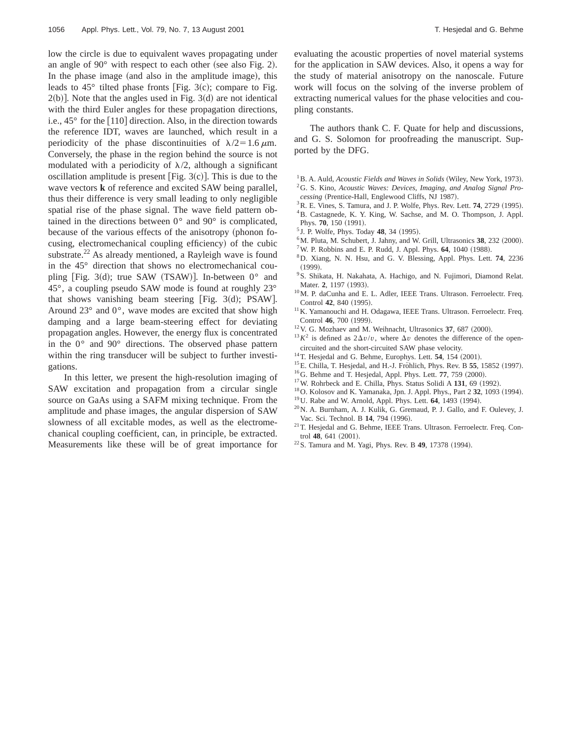low the circle is due to equivalent waves propagating under an angle of 90° with respect to each other (see also Fig. 2). In the phase image (and also in the amplitude image), this leads to 45° tilted phase fronts [Fig. 3(c); compare to Fig. 2(b)]. Note that the angles used in Fig. 3(d) are not identical with the third Euler angles for these propagation directions, i.e., 45° for the [110] direction. Also, in the direction towards the reference IDT, waves are launched, which result in a periodicity of the phase discontinuities of $\lambda/2 = 1.6\,\mu$m. Conversely, the phase in the region behind the source is not modulated with a periodicity of $\lambda/2$, although a significant oscillation amplitude is present [Fig. 3(c)]. This is due to the wave vectors **k** of reference and excited SAW being parallel, thus their difference is very small leading to only negligible spatial rise of the phase signal. The wave field pattern obtained in the directions between 0° and 90° is complicated, because of the various effects of the anisotropy (phonon focusing, electromechanical coupling efficiency) of the cubic substrate.[22] As already mentioned, a Rayleigh wave is found in the 45° direction that shows no electromechanical coupling [Fig. 3(d); true SAW (TSAW)]. In-between 0° and 45°, a coupling pseudo SAW mode is found at roughly 23° that shows vanishing beam steering [Fig. 3(d); PSAW]. Around 23° and 0°, wave modes are excited that show high damping and a large beam-steering effect for deviating propagation angles. However, the energy flux is concentrated in the 0° and 90° directions. The observed phase pattern within the ring transducer will be subject to further investigations.

In this letter, we present the high-resolution imaging of SAW excitation and propagation from a circular single source on GaAs using a SAFM mixing technique. From the amplitude and phase images, the angular dispersion of SAW slowness of all excitable modes, as well as the electromechanical coupling coefficient, can, in principle, be extracted. Measurements like these will be of great importance for evaluating the acoustic properties of novel material systems for the application in SAW devices. Also, it opens a way for the study of material anisotropy on the nanoscale. Future work will focus on the solving of the inverse problem of extracting numerical values for the phase velocities and coupling constants.

The authors thank C. F. Quate for help and discussions, and G. S. Solomon for proofreading the manuscript. Supported by the DFG.

[1] B. A. Auld, *Acoustic Fields and Waves in Solids* (Wiley, New York, 1973).
[2] G. S. Kino, *Acoustic Waves: Devices, Imaging, and Analog Signal Processing* (Prentice-Hall, Englewood Cliffs, NJ 1987).
[3] R. E. Vines, S. Tamura, and J. P. Wolfe, Phys. Rev. Lett. **74**, 2729 (1995).
[4] B. Castagnede, K. Y. King, W. Sachse, and M. O. Thompson, J. Appl. Phys. **70**, 150 (1991).
[5] J. P. Wolfe, Phys. Today **48**, 34 (1995).
[6] M. Pluta, M. Schubert, J. Jahny, and W. Grill, Ultrasonics **38**, 232 (2000).
[7] W. P. Robbins and E. P. Rudd, J. Appl. Phys. **64**, 1040 (1988).
[8] D. Xiang, N. N. Hsu, and G. V. Blessing, Appl. Phys. Lett. **74**, 2236 (1999).
[9] S. Shikata, H. Nakahata, A. Hachigo, and N. Fujimori, Diamond Relat. Mater. **2**, 1197 (1993).
[10] M. P. daCunha and E. L. Adler, IEEE Trans. Ultrason. Ferroelectr. Freq. Control **42**, 840 (1995).
[11] K. Yamanouchi and H. Odagawa, IEEE Trans. Ultrason. Ferroelectr. Freq. Control **46**, 700 (1999).
[12] V. G. Mozhaev and M. Weihnacht, Ultrasonics **37**, 687 (2000).
[13] $K^2$ is defined as $2\Delta v/v$, where $\Delta v$ denotes the difference of the open-circuited and the short-circuited SAW phase velocity.
[14] T. Hesjedal and G. Behme, Europhys. Lett. **54**, 154 (2001).
[15] E. Chilla, T. Hesjedal, and H.-J. Fröhlich, Phys. Rev. B **55**, 15852 (1997).
[16] G. Behme and T. Hesjedal, Appl. Phys. Lett. **77**, 759 (2000).
[17] W. Rohrbeck and E. Chilla, Phys. Status Solidi A **131**, 69 (1992).
[18] O. Kolosov and K. Yamanaka, Jpn. J. Appl. Phys., Part 2 **32**, 1093 (1994).
[19] U. Rabe and W. Arnold, Appl. Phys. Lett. **64**, 1493 (1994).
[20] N. A. Burnham, A. J. Kulik, G. Gremaud, P. J. Gallo, and F. Oulevey, J. Vac. Sci. Technol. B **14**, 794 (1996).
[21] T. Hesjedal and G. Behme, IEEE Trans. Ultrason. Ferroelectr. Freq. Control **48**, 641 (2001).
[22] S. Tamura and M. Yagi, Phys. Rev. B **49**, 17378 (1994).